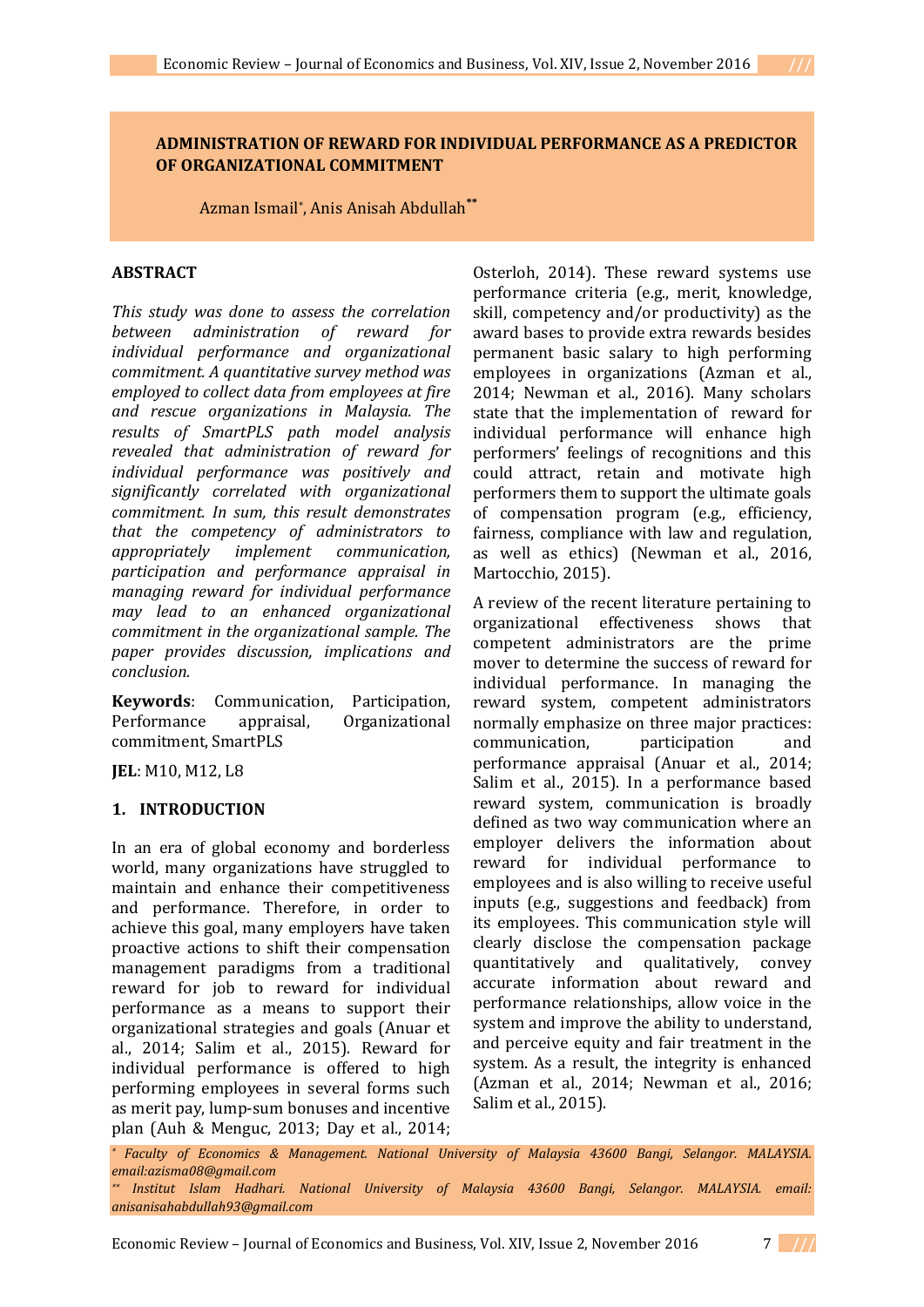# ADMINISTRATION OF REWARD FOR INDIVIDUAL PERFORMANCE AS A PREDICTOR OF ORGANIZATIONAL COMMITMENT

Azman Ismail[*], Anis Anisah Abdullah[**]

## ABSTRACT

*This study was done to assess the correlation between administration of reward for individual performance and organizational commitment. A quantitative survey method was employed to collect data from employees at fire and rescue organizations in Malaysia. The results of SmartPLS path model analysis revealed that administration of reward for individual performance was positively and significantly correlated with organizational commitment. In sum, this result demonstrates that the competency of administrators to appropriately implement communication, participation and performance appraisal in managing reward for individual performance may lead to an enhanced organizational commitment in the organizational sample. The paper provides discussion, implications and conclusion.*

**Keywords**: Communication, Participation, Performance appraisal, Organizational commitment, SmartPLS

**JEL**: M10, M12, L8

## 1. INTRODUCTION

In an era of global economy and borderless world, many organizations have struggled to maintain and enhance their competitiveness and performance. Therefore, in order to achieve this goal, many employers have taken proactive actions to shift their compensation management paradigms from a traditional reward for job to reward for individual performance as a means to support their organizational strategies and goals (Anuar et al., 2014; Salim et al., 2015). Reward for individual performance is offered to high performing employees in several forms such as merit pay, lump-sum bonuses and incentive plan (Auh & Menguc, 2013; Day et al., 2014; Osterloh, 2014). These reward systems use performance criteria (e.g., merit, knowledge, skill, competency and/or productivity) as the award bases to provide extra rewards besides permanent basic salary to high performing employees in organizations (Azman et al., 2014; Newman et al., 2016). Many scholars state that the implementation of reward for individual performance will enhance high performers' feelings of recognitions and this could attract, retain and motivate high performers them to support the ultimate goals of compensation program (e.g., efficiency, fairness, compliance with law and regulation, as well as ethics) (Newman et al., 2016, Martocchio, 2015).

A review of the recent literature pertaining to organizational effectiveness shows that competent administrators are the prime mover to determine the success of reward for individual performance. In managing the reward system, competent administrators normally emphasize on three major practices: communication, participation and performance appraisal (Anuar et al., 2014; Salim et al., 2015). In a performance based reward system, communication is broadly defined as two way communication where an employer delivers the information about reward for individual performance to employees and is also willing to receive useful inputs (e.g., suggestions and feedback) from its employees. This communication style will clearly disclose the compensation package quantitatively and qualitatively, convey accurate information about reward and performance relationships, allow voice in the system and improve the ability to understand, and perceive equity and fair treatment in the system. As a result, the integrity is enhanced (Azman et al., 2014; Newman et al., 2016; Salim et al., 2015).

---

[*] *Faculty of Economics & Management. National University of Malaysia 43600 Bangi, Selangor. MALAYSIA. email:azisma08@gmail.com*

[**] *Institut Islam Hadhari. National University of Malaysia 43600 Bangi, Selangor. MALAYSIA. email: anisanisahabdullah93@gmail.com*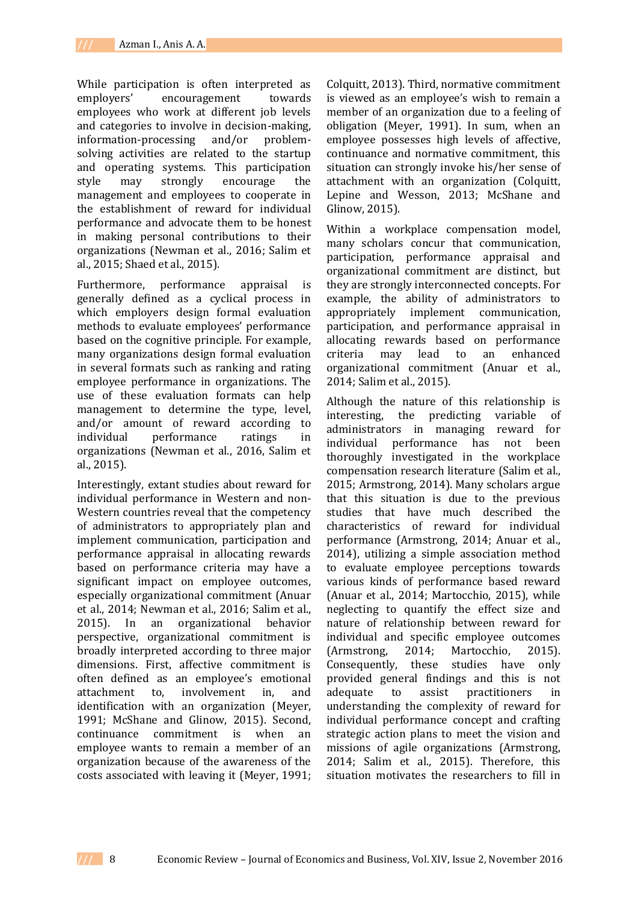While participation is often interpreted as employers' encouragement towards employees who work at different job levels and categories to involve in decision-making, information-processing and/or problem-solving activities are related to the startup and operating systems. This participation style may strongly encourage the management and employees to cooperate in the establishment of reward for individual performance and advocate them to be honest in making personal contributions to their organizations (Newman et al., 2016; Salim et al., 2015; Shaed et al., 2015).

Furthermore, performance appraisal is generally defined as a cyclical process in which employers design formal evaluation methods to evaluate employees' performance based on the cognitive principle. For example, many organizations design formal evaluation in several formats such as ranking and rating employee performance in organizations. The use of these evaluation formats can help management to determine the type, level, and/or amount of reward according to individual performance ratings in organizations (Newman et al., 2016, Salim et al., 2015).

Interestingly, extant studies about reward for individual performance in Western and non-Western countries reveal that the competency of administrators to appropriately plan and implement communication, participation and performance appraisal in allocating rewards based on performance criteria may have a significant impact on employee outcomes, especially organizational commitment (Anuar et al., 2014; Newman et al., 2016; Salim et al., 2015). In an organizational behavior perspective, organizational commitment is broadly interpreted according to three major dimensions. First, affective commitment is often defined as an employee's emotional attachment to, involvement in, and identification with an organization (Meyer, 1991; McShane and Glinow, 2015). Second, continuance commitment is when an employee wants to remain a member of an organization because of the awareness of the costs associated with leaving it (Meyer, 1991; Colquitt, 2013). Third, normative commitment is viewed as an employee's wish to remain a member of an organization due to a feeling of obligation (Meyer, 1991). In sum, when an employee possesses high levels of affective, continuance and normative commitment, this situation can strongly invoke his/her sense of attachment with an organization (Colquitt, Lepine and Wesson, 2013; McShane and Glinow, 2015).

Within a workplace compensation model, many scholars concur that communication, participation, performance appraisal and organizational commitment are distinct, but they are strongly interconnected concepts. For example, the ability of administrators to appropriately implement communication, participation, and performance appraisal in allocating rewards based on performance criteria may lead to an enhanced organizational commitment (Anuar et al., 2014; Salim et al., 2015).

Although the nature of this relationship is interesting, the predicting variable of administrators in managing reward for individual performance has not been thoroughly investigated in the workplace compensation research literature (Salim et al., 2015; Armstrong, 2014). Many scholars argue that this situation is due to the previous studies that have much described the characteristics of reward for individual performance (Armstrong, 2014; Anuar et al., 2014), utilizing a simple association method to evaluate employee perceptions towards various kinds of performance based reward (Anuar et al., 2014; Martocchio, 2015), while neglecting to quantify the effect size and nature of relationship between reward for individual and specific employee outcomes (Armstrong, 2014; Martocchio, 2015). Consequently, these studies have only provided general findings and this is not adequate to assist practitioners in understanding the complexity of reward for individual performance concept and crafting strategic action plans to meet the vision and missions of agile organizations (Armstrong, 2014; Salim et al., 2015). Therefore, this situation motivates the researchers to fill in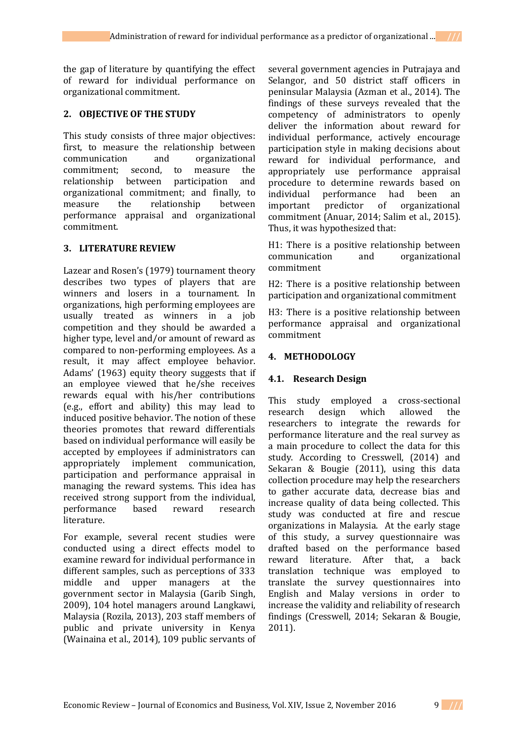the gap of literature by quantifying the effect of reward for individual performance on organizational commitment.

## 2. OBJECTIVE OF THE STUDY

This study consists of three major objectives: first, to measure the relationship between communication and organizational commitment; second, to measure the relationship between participation and organizational commitment; and finally, to measure the relationship between performance appraisal and organizational commitment.

## 3. LITERATURE REVIEW

Lazear and Rosen's (1979) tournament theory describes two types of players that are winners and losers in a tournament. In organizations, high performing employees are usually treated as winners in a job competition and they should be awarded a higher type, level and/or amount of reward as compared to non-performing employees. As a result, it may affect employee behavior. Adams' (1963) equity theory suggests that if an employee viewed that he/she receives rewards equal with his/her contributions (e.g., effort and ability) this may lead to induced positive behavior. The notion of these theories promotes that reward differentials based on individual performance will easily be accepted by employees if administrators can appropriately implement communication, participation and performance appraisal in managing the reward systems. This idea has received strong support from the individual, performance based reward research literature.

For example, several recent studies were conducted using a direct effects model to examine reward for individual performance in different samples, such as perceptions of 333 middle and upper managers at the government sector in Malaysia (Garib Singh, 2009), 104 hotel managers around Langkawi, Malaysia (Rozila, 2013), 203 staff members of public and private university in Kenya (Wainaina et al., 2014), 109 public servants of several government agencies in Putrajaya and Selangor, and 50 district staff officers in peninsular Malaysia (Azman et al., 2014). The findings of these surveys revealed that the competency of administrators to openly deliver the information about reward for individual performance, actively encourage participation style in making decisions about reward for individual performance, and appropriately use performance appraisal procedure to determine rewards based on individual performance had been an important predictor of organizational commitment (Anuar, 2014; Salim et al., 2015). Thus, it was hypothesized that:

H1: There is a positive relationship between communication and organizational commitment

H2: There is a positive relationship between participation and organizational commitment

H3: There is a positive relationship between performance appraisal and organizational commitment

## 4. METHODOLOGY

### 4.1. Research Design

This study employed a cross-sectional research design which allowed the researchers to integrate the rewards for performance literature and the real survey as a main procedure to collect the data for this study. According to Cresswell, (2014) and Sekaran & Bougie (2011), using this data collection procedure may help the researchers to gather accurate data, decrease bias and increase quality of data being collected. This study was conducted at fire and rescue organizations in Malaysia. At the early stage of this study, a survey questionnaire was drafted based on the performance based reward literature. After that, a back translation technique was employed to translate the survey questionnaires into English and Malay versions in order to increase the validity and reliability of research findings (Cresswell, 2014; Sekaran & Bougie, 2011).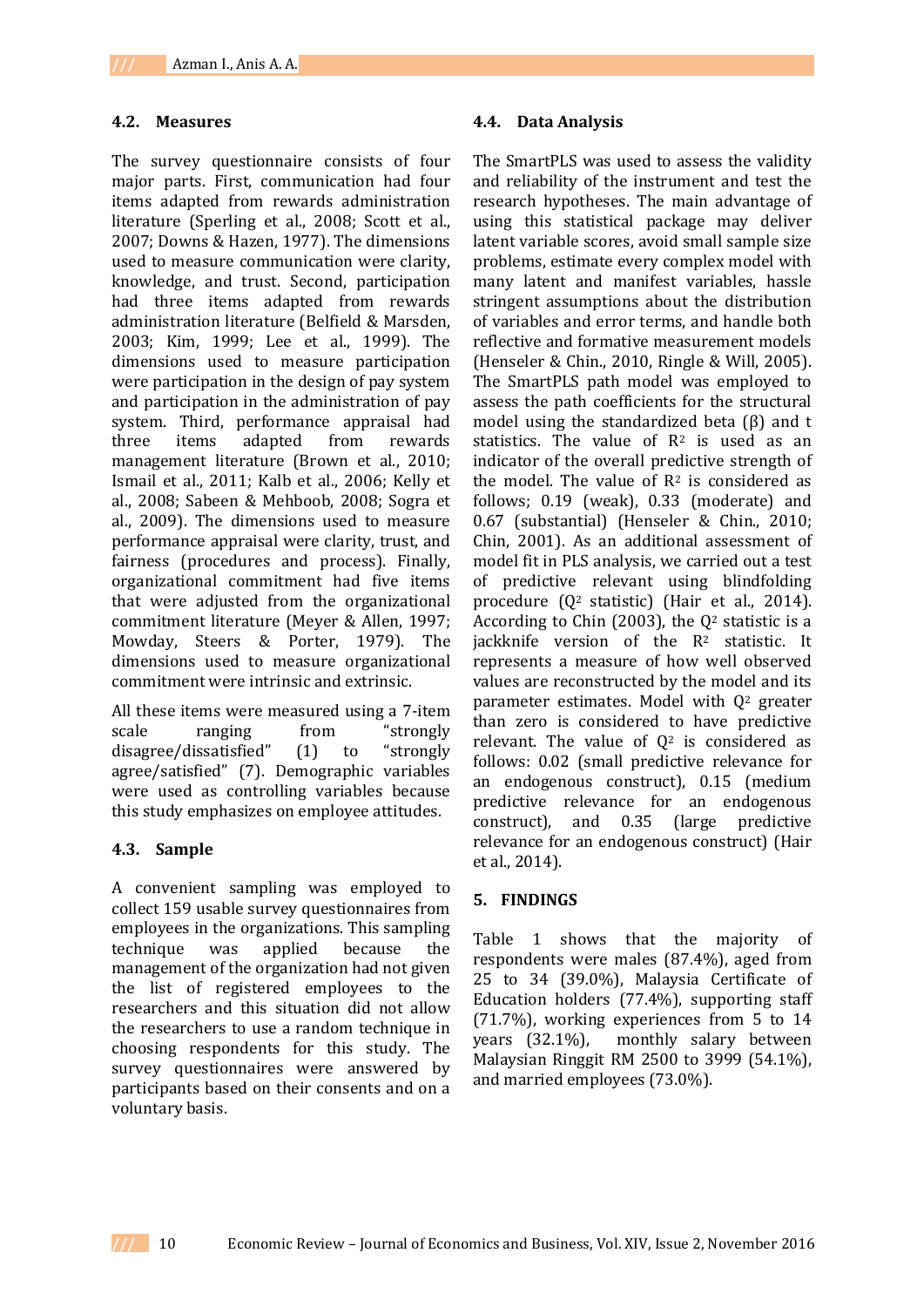### 4.2. Measures

The survey questionnaire consists of four major parts. First, communication had four items adapted from rewards administration literature (Sperling et al., 2008; Scott et al., 2007; Downs & Hazen, 1977). The dimensions used to measure communication were clarity, knowledge, and trust. Second, participation had three items adapted from rewards administration literature (Belfield & Marsden, 2003; Kim, 1999; Lee et al., 1999). The dimensions used to measure participation were participation in the design of pay system and participation in the administration of pay system. Third, performance appraisal had three items adapted from rewards management literature (Brown et al., 2010; Ismail et al., 2011; Kalb et al., 2006; Kelly et al., 2008; Sabeen & Mehboob, 2008; Sogra et al., 2009). The dimensions used to measure performance appraisal were clarity, trust, and fairness (procedures and process). Finally, organizational commitment had five items that were adjusted from the organizational commitment literature (Meyer & Allen, 1997; Mowday, Steers & Porter, 1979). The dimensions used to measure organizational commitment were intrinsic and extrinsic.

All these items were measured using a 7-item scale ranging from "strongly disagree/dissatisfied" (1) to "strongly agree/satisfied" (7). Demographic variables were used as controlling variables because this study emphasizes on employee attitudes.

### 4.3. Sample

A convenient sampling was employed to collect 159 usable survey questionnaires from employees in the organizations. This sampling technique was applied because the management of the organization had not given the list of registered employees to the researchers and this situation did not allow the researchers to use a random technique in choosing respondents for this study. The survey questionnaires were answered by participants based on their consents and on a voluntary basis.

### 4.4. Data Analysis

The SmartPLS was used to assess the validity and reliability of the instrument and test the research hypotheses. The main advantage of using this statistical package may deliver latent variable scores, avoid small sample size problems, estimate every complex model with many latent and manifest variables, hassle stringent assumptions about the distribution of variables and error terms, and handle both reflective and formative measurement models (Henseler & Chin., 2010, Ringle & Will, 2005). The SmartPLS path model was employed to assess the path coefficients for the structural model using the standardized beta (β) and t statistics. The value of $R^2$ is used as an indicator of the overall predictive strength of the model. The value of $R^2$ is considered as follows; 0.19 (weak), 0.33 (moderate) and 0.67 (substantial) (Henseler & Chin., 2010; Chin, 2001). As an additional assessment of model fit in PLS analysis, we carried out a test of predictive relevant using blindfolding procedure ($Q^2$ statistic) (Hair et al., 2014). According to Chin (2003), the $Q^2$ statistic is a jackknife version of the $R^2$ statistic. It represents a measure of how well observed values are reconstructed by the model and its parameter estimates. Model with $Q^2$ greater than zero is considered to have predictive relevant. The value of $Q^2$ is considered as follows: 0.02 (small predictive relevance for an endogenous construct), 0.15 (medium predictive relevance for an endogenous construct), and 0.35 (large predictive relevance for an endogenous construct) (Hair et al., 2014).

## 5. FINDINGS

Table 1 shows that the majority of respondents were males (87.4%), aged from 25 to 34 (39.0%), Malaysia Certificate of Education holders (77.4%), supporting staff (71.7%), working experiences from 5 to 14 years (32.1%), monthly salary between Malaysian Ringgit RM 2500 to 3999 (54.1%), and married employees (73.0%).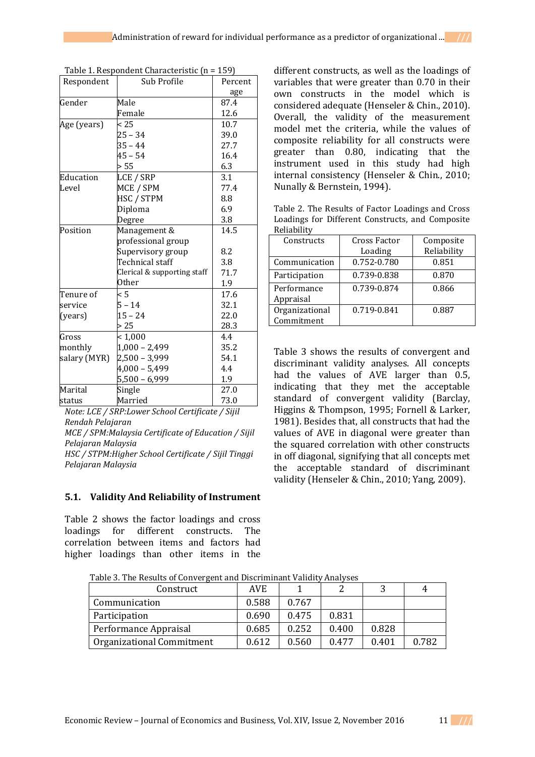Table 1. Respondent Characteristic (n = 159)

| Respondent | Sub Profile | Percentage |
|---|---|---|
| Gender | Male | 87.4 |
| | Female | 12.6 |
| Age (years) | < 25 | 10.7 |
| | 25 – 34 | 39.0 |
| | 35 – 44 | 27.7 |
| | 45 – 54 | 16.4 |
| | > 55 | 6.3 |
| Education Level | LCE / SRP | 3.1 |
| | MCE / SPM | 77.4 |
| | HSC / STPM | 8.8 |
| | Diploma | 6.9 |
| | Degree | 3.8 |
| Position | Management & professional group | 14.5 |
| | Supervisory group | 8.2 |
| | Technical staff | 3.8 |
| | Clerical & supporting staff | 71.7 |
| | Other | 1.9 |
| Tenure of service (years) | < 5 | 17.6 |
| | 5 – 14 | 32.1 |
| | 15 – 24 | 22.0 |
| | > 25 | 28.3 |
| Gross monthly salary (MYR) | < 1,000 | 4.4 |
| | 1,000 – 2,499 | 35.2 |
| | 2,500 – 3,999 | 54.1 |
| | 4,000 – 5,499 | 4.4 |
| | 5,500 – 6,999 | 1.9 |
| Marital status | Single | 27.0 |
| | Married | 73.0 |

*Note: LCE / SRP:Lower School Certificate / Sijil Rendah Pelajaran*
*MCE / SPM:Malaysia Certificate of Education / Sijil Pelajaran Malaysia*
*HSC / STPM:Higher School Certificate / Sijil Tinggi Pelajaran Malaysia*

### 5.1. Validity And Reliability of Instrument

Table 2 shows the factor loadings and cross loadings for different constructs. The correlation between items and factors had higher loadings than other items in the different constructs, as well as the loadings of variables that were greater than 0.70 in their own constructs in the model which is considered adequate (Henseler & Chin., 2010). Overall, the validity of the measurement model met the criteria, while the values of composite reliability for all constructs were greater than 0.80, indicating that the instrument used in this study had high internal consistency (Henseler & Chin., 2010; Nunally & Bernstein, 1994).

Table 2. The Results of Factor Loadings and Cross Loadings for Different Constructs, and Composite Reliability

| Constructs | Cross Factor Loading | Composite Reliability |
|---|---|---|
| Communication | 0.752-0.780 | 0.851 |
| Participation | 0.739-0.838 | 0.870 |
| Performance Appraisal | 0.739-0.874 | 0.866 |
| Organizational Commitment | 0.719-0.841 | 0.887 |

Table 3 shows the results of convergent and discriminant validity analyses. All concepts had the values of AVE larger than 0.5, indicating that they met the acceptable standard of convergent validity (Barclay, Higgins & Thompson, 1995; Fornell & Larker, 1981). Besides that, all constructs that had the values of AVE in diagonal were greater than the squared correlation with other constructs in off diagonal, signifying that all concepts met the acceptable standard of discriminant validity (Henseler & Chin., 2010; Yang, 2009).

Table 3. The Results of Convergent and Discriminant Validity Analyses

| Construct | AVE | 1 | 2 | 3 | 4 |
|---|---|---|---|---|---|
| Communication | 0.588 | 0.767 | | | |
| Participation | 0.690 | 0.475 | 0.831 | | |
| Performance Appraisal | 0.685 | 0.252 | 0.400 | 0.828 | |
| Organizational Commitment | 0.612 | 0.560 | 0.477 | 0.401 | 0.782 |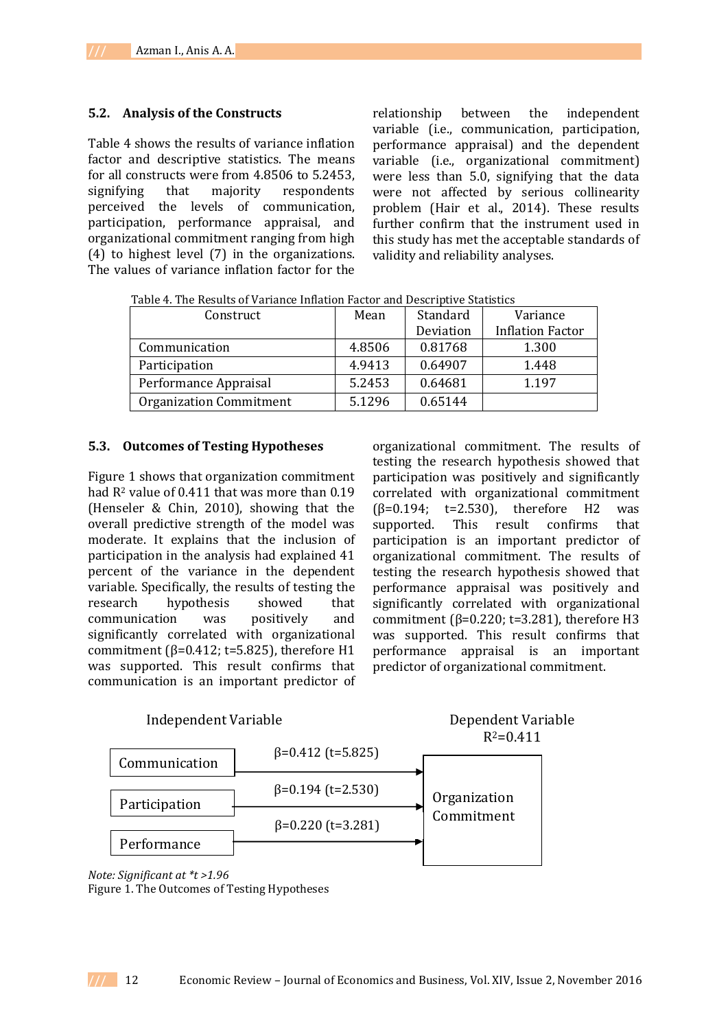### 5.2. Analysis of the Constructs

Table 4 shows the results of variance inflation factor and descriptive statistics. The means for all constructs were from 4.8506 to 5.2453, signifying that majority respondents perceived the levels of communication, participation, performance appraisal, and organizational commitment ranging from high (4) to highest level (7) in the organizations. The values of variance inflation factor for the relationship between the independent variable (i.e., communication, participation, performance appraisal) and the dependent variable (i.e., organizational commitment) were less than 5.0, signifying that the data were not affected by serious collinearity problem (Hair et al., 2014). These results further confirm that the instrument used in this study has met the acceptable standards of validity and reliability analyses.

Table 4. The Results of Variance Inflation Factor and Descriptive Statistics

| Construct | Mean | Standard Deviation | Variance Inflation Factor |
|---|---|---|---|
| Communication | 4.8506 | 0.81768 | 1.300 |
| Participation | 4.9413 | 0.64907 | 1.448 |
| Performance Appraisal | 5.2453 | 0.64681 | 1.197 |
| Organization Commitment | 5.1296 | 0.65144 | |

### 5.3. Outcomes of Testing Hypotheses

Figure 1 shows that organization commitment had $R^2$ value of 0.411 that was more than 0.19 (Henseler & Chin, 2010), showing that the overall predictive strength of the model was moderate. It explains that the inclusion of participation in the analysis had explained 41 percent of the variance in the dependent variable. Specifically, the results of testing the research hypothesis showed that communication was positively and significantly correlated with organizational commitment ($\beta$=0.412; t=5.825), therefore H1 was supported. This result confirms that communication is an important predictor of organizational commitment. The results of testing the research hypothesis showed that participation was positively and significantly correlated with organizational commitment ($\beta$=0.194; t=2.530), therefore H2 was supported. This result confirms that participation is an important predictor of organizational commitment. The results of testing the research hypothesis showed that performance appraisal was positively and significantly correlated with organizational commitment ($\beta$=0.220; t=3.281), therefore H3 was supported. This result confirms that performance appraisal is an important predictor of organizational commitment.

Independent Variable | Dependent Variable $R^2$=0.411

- Communication → $\beta$=0.412 (t=5.825) → Organization Commitment
- Participation → $\beta$=0.194 (t=2.530) → Organization Commitment
- Performance → $\beta$=0.220 (t=3.281) → Organization Commitment

*Note: Significant at *t >1.96*

Figure 1. The Outcomes of Testing Hypotheses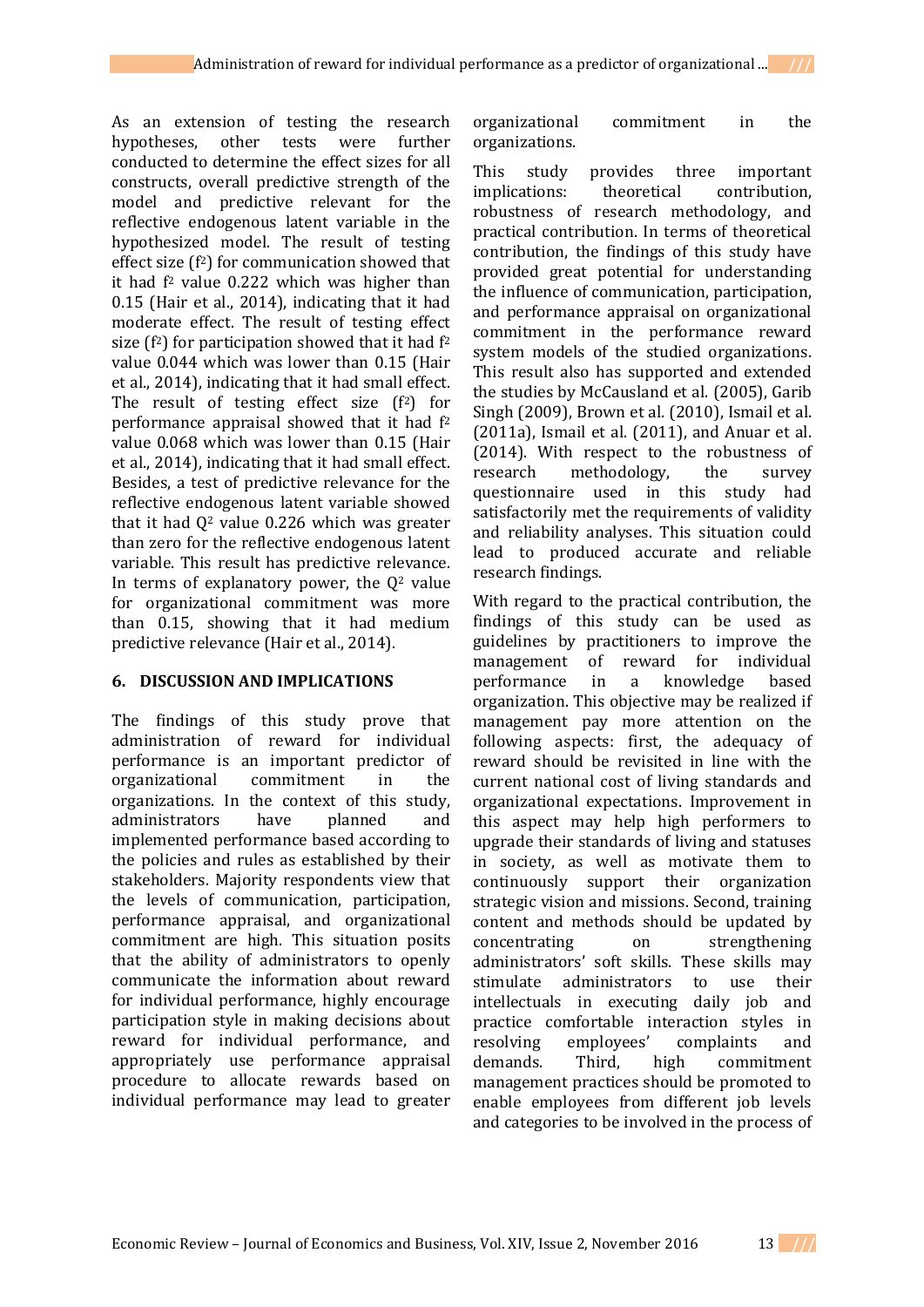As an extension of testing the research hypotheses, other tests were further conducted to determine the effect sizes for all constructs, overall predictive strength of the model and predictive relevant for the reflective endogenous latent variable in the hypothesized model. The result of testing effect size ($f^2$) for communication showed that it had $f^2$ value 0.222 which was higher than 0.15 (Hair et al., 2014), indicating that it had moderate effect. The result of testing effect size ($f^2$) for participation showed that it had $f^2$ value 0.044 which was lower than 0.15 (Hair et al., 2014), indicating that it had small effect. The result of testing effect size ($f^2$) for performance appraisal showed that it had $f^2$ value 0.068 which was lower than 0.15 (Hair et al., 2014), indicating that it had small effect. Besides, a test of predictive relevance for the reflective endogenous latent variable showed that it had $Q^2$ value 0.226 which was greater than zero for the reflective endogenous latent variable. This result has predictive relevance. In terms of explanatory power, the $Q^2$ value for organizational commitment was more than 0.15, showing that it had medium predictive relevance (Hair et al., 2014).

## 6. DISCUSSION AND IMPLICATIONS

The findings of this study prove that administration of reward for individual performance is an important predictor of organizational commitment in the organizations. In the context of this study, administrators have planned and implemented performance based according to the policies and rules as established by their stakeholders. Majority respondents view that the levels of communication, participation, performance appraisal, and organizational commitment are high. This situation posits that the ability of administrators to openly communicate the information about reward for individual performance, highly encourage participation style in making decisions about reward for individual performance, and appropriately use performance appraisal procedure to allocate rewards based on individual performance may lead to greater organizational commitment in the organizations.

This study provides three important implications: theoretical contribution, robustness of research methodology, and practical contribution. In terms of theoretical contribution, the findings of this study have provided great potential for understanding the influence of communication, participation, and performance appraisal on organizational commitment in the performance reward system models of the studied organizations. This result also has supported and extended the studies by McCausland et al. (2005), Garib Singh (2009), Brown et al. (2010), Ismail et al. (2011a), Ismail et al. (2011), and Anuar et al. (2014). With respect to the robustness of research methodology, the survey questionnaire used in this study had satisfactorily met the requirements of validity and reliability analyses. This situation could lead to produced accurate and reliable research findings.

With regard to the practical contribution, the findings of this study can be used as guidelines by practitioners to improve the management of reward for individual performance in a knowledge based organization. This objective may be realized if management pay more attention on the following aspects: first, the adequacy of reward should be revisited in line with the current national cost of living standards and organizational expectations. Improvement in this aspect may help high performers to upgrade their standards of living and statuses in society, as well as motivate them to continuously support their organization strategic vision and missions. Second, training content and methods should be updated by concentrating on strengthening administrators' soft skills. These skills may stimulate administrators to use their intellectuals in executing daily job and practice comfortable interaction styles in resolving employees' complaints and demands. Third, high commitment management practices should be promoted to enable employees from different job levels and categories to be involved in the process of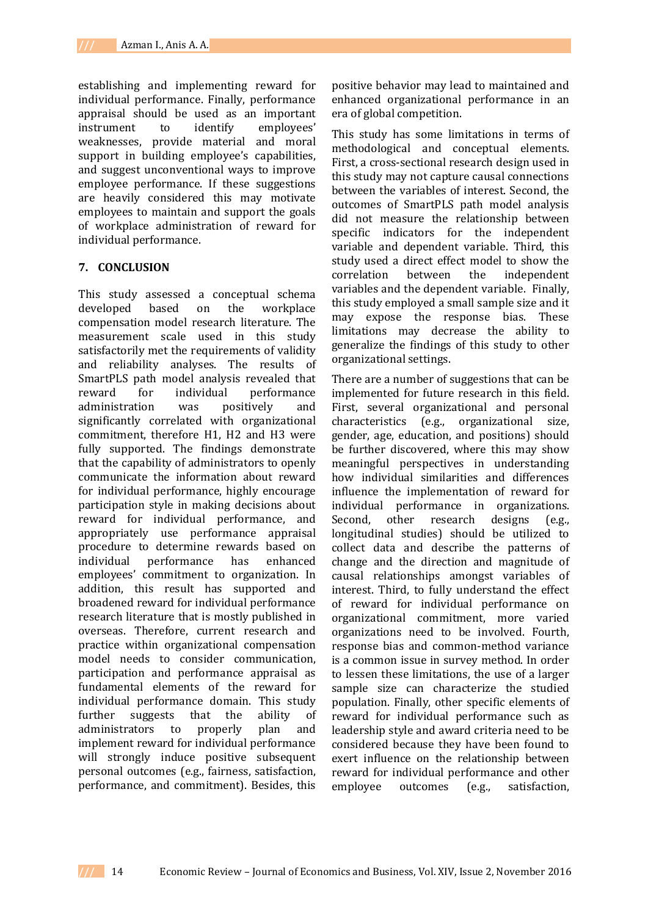establishing and implementing reward for individual performance. Finally, performance appraisal should be used as an important instrument to identify employees' weaknesses, provide material and moral support in building employee's capabilities, and suggest unconventional ways to improve employee performance. If these suggestions are heavily considered this may motivate employees to maintain and support the goals of workplace administration of reward for individual performance.

## 7. CONCLUSION

This study assessed a conceptual schema developed based on the workplace compensation model research literature. The measurement scale used in this study satisfactorily met the requirements of validity and reliability analyses. The results of SmartPLS path model analysis revealed that reward for individual performance administration was positively and significantly correlated with organizational commitment, therefore H1, H2 and H3 were fully supported. The findings demonstrate that the capability of administrators to openly communicate the information about reward for individual performance, highly encourage participation style in making decisions about reward for individual performance, and appropriately use performance appraisal procedure to determine rewards based on individual performance has enhanced employees' commitment to organization. In addition, this result has supported and broadened reward for individual performance research literature that is mostly published in overseas. Therefore, current research and practice within organizational compensation model needs to consider communication, participation and performance appraisal as fundamental elements of the reward for individual performance domain. This study further suggests that the ability of administrators to properly plan and implement reward for individual performance will strongly induce positive subsequent personal outcomes (e.g., fairness, satisfaction, performance, and commitment). Besides, this positive behavior may lead to maintained and enhanced organizational performance in an era of global competition.

This study has some limitations in terms of methodological and conceptual elements. First, a cross-sectional research design used in this study may not capture causal connections between the variables of interest. Second, the outcomes of SmartPLS path model analysis did not measure the relationship between specific indicators for the independent variable and dependent variable. Third, this study used a direct effect model to show the correlation between the independent variables and the dependent variable. Finally, this study employed a small sample size and it may expose the response bias. These limitations may decrease the ability to generalize the findings of this study to other organizational settings.

There are a number of suggestions that can be implemented for future research in this field. First, several organizational and personal characteristics (e.g., organizational size, gender, age, education, and positions) should be further discovered, where this may show meaningful perspectives in understanding how individual similarities and differences influence the implementation of reward for individual performance in organizations. Second, other research designs (e.g., longitudinal studies) should be utilized to collect data and describe the patterns of change and the direction and magnitude of causal relationships amongst variables of interest. Third, to fully understand the effect of reward for individual performance on organizational commitment, more varied organizations need to be involved. Fourth, response bias and common-method variance is a common issue in survey method. In order to lessen these limitations, the use of a larger sample size can characterize the studied population. Finally, other specific elements of reward for individual performance such as leadership style and award criteria need to be considered because they have been found to exert influence on the relationship between reward for individual performance and other employee outcomes (e.g., satisfaction,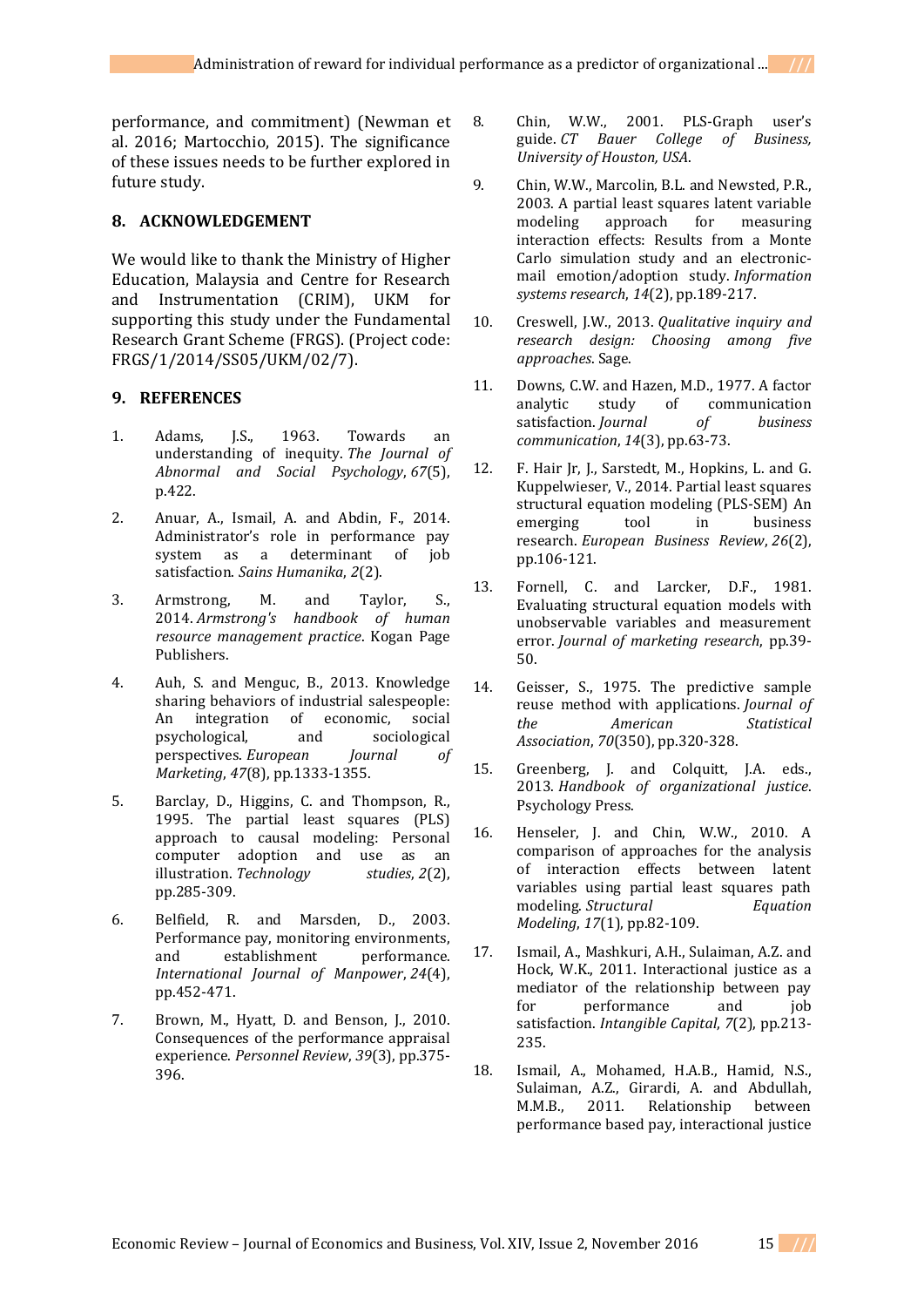performance, and commitment) (Newman et al. 2016; Martocchio, 2015). The significance of these issues needs to be further explored in future study.

## 8. ACKNOWLEDGEMENT

We would like to thank the Ministry of Higher Education, Malaysia and Centre for Research and Instrumentation (CRIM), UKM for supporting this study under the Fundamental Research Grant Scheme (FRGS). (Project code: FRGS/1/2014/SS05/UKM/02/7).

## 9. REFERENCES

1. Adams, J.S., 1963. Towards an understanding of inequity. *The Journal of Abnormal and Social Psychology*, *67*(5), p.422.
2. Anuar, A., Ismail, A. and Abdin, F., 2014. Administrator's role in performance pay system as a determinant of job satisfaction. *Sains Humanika*, *2*(2).
3. Armstrong, M. and Taylor, S., 2014. *Armstrong's handbook of human resource management practice*. Kogan Page Publishers.
4. Auh, S. and Menguc, B., 2013. Knowledge sharing behaviors of industrial salespeople: An integration of economic, social psychological, and sociological perspectives. *European Journal of Marketing*, *47*(8), pp.1333-1355.
5. Barclay, D., Higgins, C. and Thompson, R., 1995. The partial least squares (PLS) approach to causal modeling: Personal computer adoption and use as an illustration. *Technology studies*, *2*(2), pp.285-309.
6. Belfield, R. and Marsden, D., 2003. Performance pay, monitoring environments, and establishment performance. *International Journal of Manpower*, *24*(4), pp.452-471.
7. Brown, M., Hyatt, D. and Benson, J., 2010. Consequences of the performance appraisal experience. *Personnel Review*, *39*(3), pp.375-396.
8. Chin, W.W., 2001. PLS-Graph user's guide. *CT Bauer College of Business, University of Houston, USA*.
9. Chin, W.W., Marcolin, B.L. and Newsted, P.R., 2003. A partial least squares latent variable modeling approach for measuring interaction effects: Results from a Monte Carlo simulation study and an electronic-mail emotion/adoption study. *Information systems research*, *14*(2), pp.189-217.
10. Creswell, J.W., 2013. *Qualitative inquiry and research design: Choosing among five approaches*. Sage.
11. Downs, C.W. and Hazen, M.D., 1977. A factor analytic study of communication satisfaction. *Journal of business communication*, *14*(3), pp.63-73.
12. F. Hair Jr, J., Sarstedt, M., Hopkins, L. and G. Kuppelwieser, V., 2014. Partial least squares structural equation modeling (PLS-SEM) An emerging tool in business research. *European Business Review*, *26*(2), pp.106-121.
13. Fornell, C. and Larcker, D.F., 1981. Evaluating structural equation models with unobservable variables and measurement error. *Journal of marketing research*, pp.39-50.
14. Geisser, S., 1975. The predictive sample reuse method with applications. *Journal of the American Statistical Association*, *70*(350), pp.320-328.
15. Greenberg, J. and Colquitt, J.A. eds., 2013. *Handbook of organizational justice*. Psychology Press.
16. Henseler, J. and Chin, W.W., 2010. A comparison of approaches for the analysis of interaction effects between latent variables using partial least squares path modeling. *Structural Equation Modeling*, *17*(1), pp.82-109.
17. Ismail, A., Mashkuri, A.H., Sulaiman, A.Z. and Hock, W.K., 2011. Interactional justice as a mediator of the relationship between pay for performance and job satisfaction. *Intangible Capital*, *7*(2), pp.213-235.
18. Ismail, A., Mohamed, H.A.B., Hamid, N.S., Sulaiman, A.Z., Girardi, A. and Abdullah, M.M.B., 2011. Relationship between performance based pay, interactional justice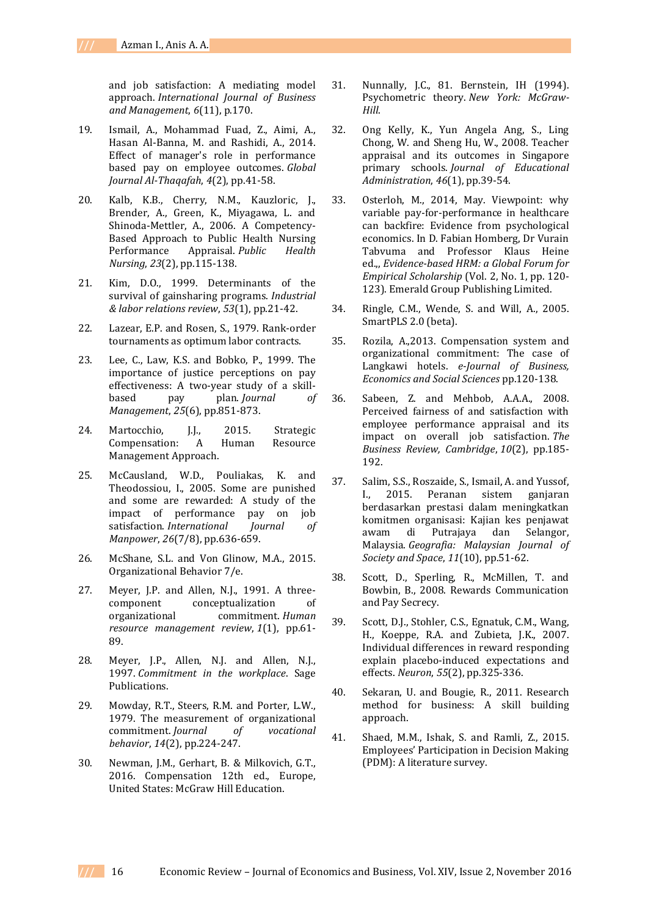and job satisfaction: A mediating model approach. *International Journal of Business and Management*, *6*(11), p.170.

19. Ismail, A., Mohammad Fuad, Z., Aimi, A., Hasan Al-Banna, M. and Rashidi, A., 2014. Effect of manager's role in performance based pay on employee outcomes. *Global Journal Al-Thaqafah*, *4*(2), pp.41-58.

20. Kalb, K.B., Cherry, N.M., Kauzloric, J., Brender, A., Green, K., Miyagawa, L. and Shinoda-Mettler, A., 2006. A Competency-Based Approach to Public Health Nursing Performance Appraisal. *Public Health Nursing*, *23*(2), pp.115-138.

21. Kim, D.O., 1999. Determinants of the survival of gainsharing programs. *Industrial & labor relations review*, *53*(1), pp.21-42.

22. Lazear, E.P. and Rosen, S., 1979. Rank-order tournaments as optimum labor contracts.

23. Lee, C., Law, K.S. and Bobko, P., 1999. The importance of justice perceptions on pay effectiveness: A two-year study of a skill-based pay plan. *Journal of Management*, *25*(6), pp.851-873.

24. Martocchio, J.J., 2015. Strategic Compensation: A Human Resource Management Approach.

25. McCausland, W.D., Pouliakas, K. and Theodossiou, I., 2005. Some are punished and some are rewarded: A study of the impact of performance pay on job satisfaction. *International Journal of Manpower*, *26*(7/8), pp.636-659.

26. McShane, S.L. and Von Glinow, M.A., 2015. Organizational Behavior 7/e.

27. Meyer, J.P. and Allen, N.J., 1991. A three-component conceptualization of organizational commitment. *Human resource management review*, *1*(1), pp.61-89.

28. Meyer, J.P., Allen, N.J. and Allen, N.J., 1997. *Commitment in the workplace*. Sage Publications.

29. Mowday, R.T., Steers, R.M. and Porter, L.W., 1979. The measurement of organizational commitment. *Journal of vocational behavior*, *14*(2), pp.224-247.

30. Newman, J.M., Gerhart, B. & Milkovich, G.T., 2016. Compensation 12th ed., Europe, United States: McGraw Hill Education.

31. Nunnally, J.C., 81. Bernstein, IH (1994). Psychometric theory. *New York: McGraw-Hill*.

32. Ong Kelly, K., Yun Angela Ang, S., Ling Chong, W. and Sheng Hu, W., 2008. Teacher appraisal and its outcomes in Singapore primary schools. *Journal of Educational Administration*, *46*(1), pp.39-54.

33. Osterloh, M., 2014, May. Viewpoint: why variable pay-for-performance in healthcare can backfire: Evidence from psychological economics. In D. Fabian Homberg, Dr Vurain Tabvuma and Professor Klaus Heine ed.,, *Evidence-based HRM: a Global Forum for Empirical Scholarship* (Vol. 2, No. 1, pp. 120-123). Emerald Group Publishing Limited.

34. Ringle, C.M., Wende, S. and Will, A., 2005. SmartPLS 2.0 (beta).

35. Rozila, A.,2013. Compensation system and organizational commitment: The case of Langkawi hotels. *e-Journal of Business, Economics and Social Sciences* pp.120-138.

36. Sabeen, Z. and Mehbob, A.A.A., 2008. Perceived fairness of and satisfaction with employee performance appraisal and its impact on overall job satisfaction. *The Business Review, Cambridge*, *10*(2), pp.185-192.

37. Salim, S.S., Roszaide, S., Ismail, A. and Yussof, I., 2015. Peranan sistem ganjaran berdasarkan prestasi dalam meningkatkan komitmen organisasi: Kajian kes penjawat awam di Putrajaya dan Selangor, Malaysia. *Geografia: Malaysian Journal of Society and Space*, *11*(10), pp.51-62.

38. Scott, D., Sperling, R., McMillen, T. and Bowbin, B., 2008. Rewards Communication and Pay Secrecy.

39. Scott, D.J., Stohler, C.S., Egnatuk, C.M., Wang, H., Koeppe, R.A. and Zubieta, J.K., 2007. Individual differences in reward responding explain placebo-induced expectations and effects. *Neuron*, *55*(2), pp.325-336.

40. Sekaran, U. and Bougie, R., 2011. Research method for business: A skill building approach.

41. Shaed, M.M., Ishak, S. and Ramli, Z., 2015. Employees' Participation in Decision Making (PDM): A literature survey.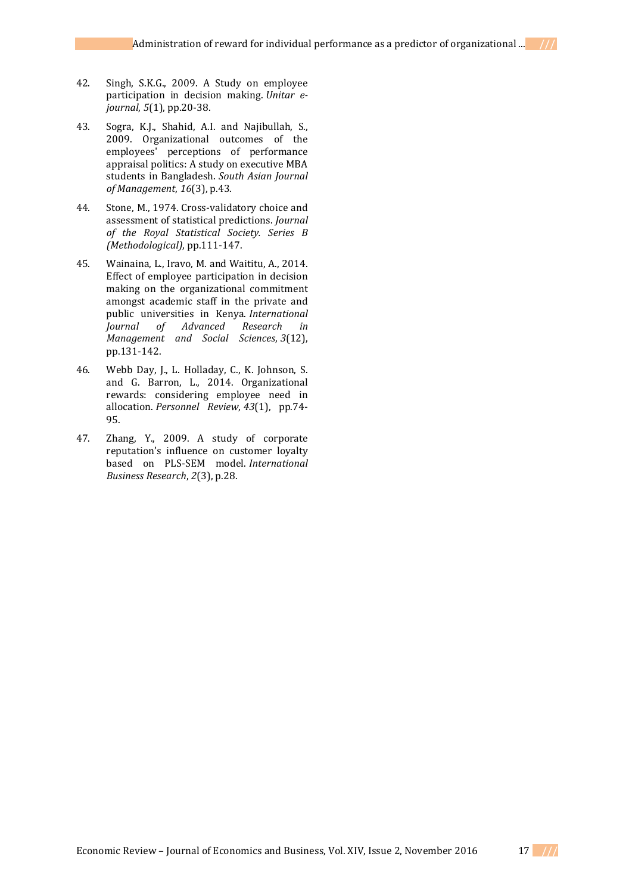42. Singh, S.K.G., 2009. A Study on employee participation in decision making. *Unitar e-journal*, *5*(1), pp.20-38.

43. Sogra, K.J., Shahid, A.I. and Najibullah, S., 2009. Organizational outcomes of the employees' perceptions of performance appraisal politics: A study on executive MBA students in Bangladesh. *South Asian Journal of Management*, *16*(3), p.43.

44. Stone, M., 1974. Cross-validatory choice and assessment of statistical predictions. *Journal of the Royal Statistical Society. Series B (Methodological)*, pp.111-147.

45. Wainaina, L., Iravo, M. and Waititu, A., 2014. Effect of employee participation in decision making on the organizational commitment amongst academic staff in the private and public universities in Kenya. *International Journal of Advanced Research in Management and Social Sciences*, *3*(12), pp.131-142.

46. Webb Day, J., L. Holladay, C., K. Johnson, S. and G. Barron, L., 2014. Organizational rewards: considering employee need in allocation. *Personnel Review*, *43*(1), pp.74-95.

47. Zhang, Y., 2009. A study of corporate reputation's influence on customer loyalty based on PLS-SEM model. *International Business Research*, *2*(3), p.28.